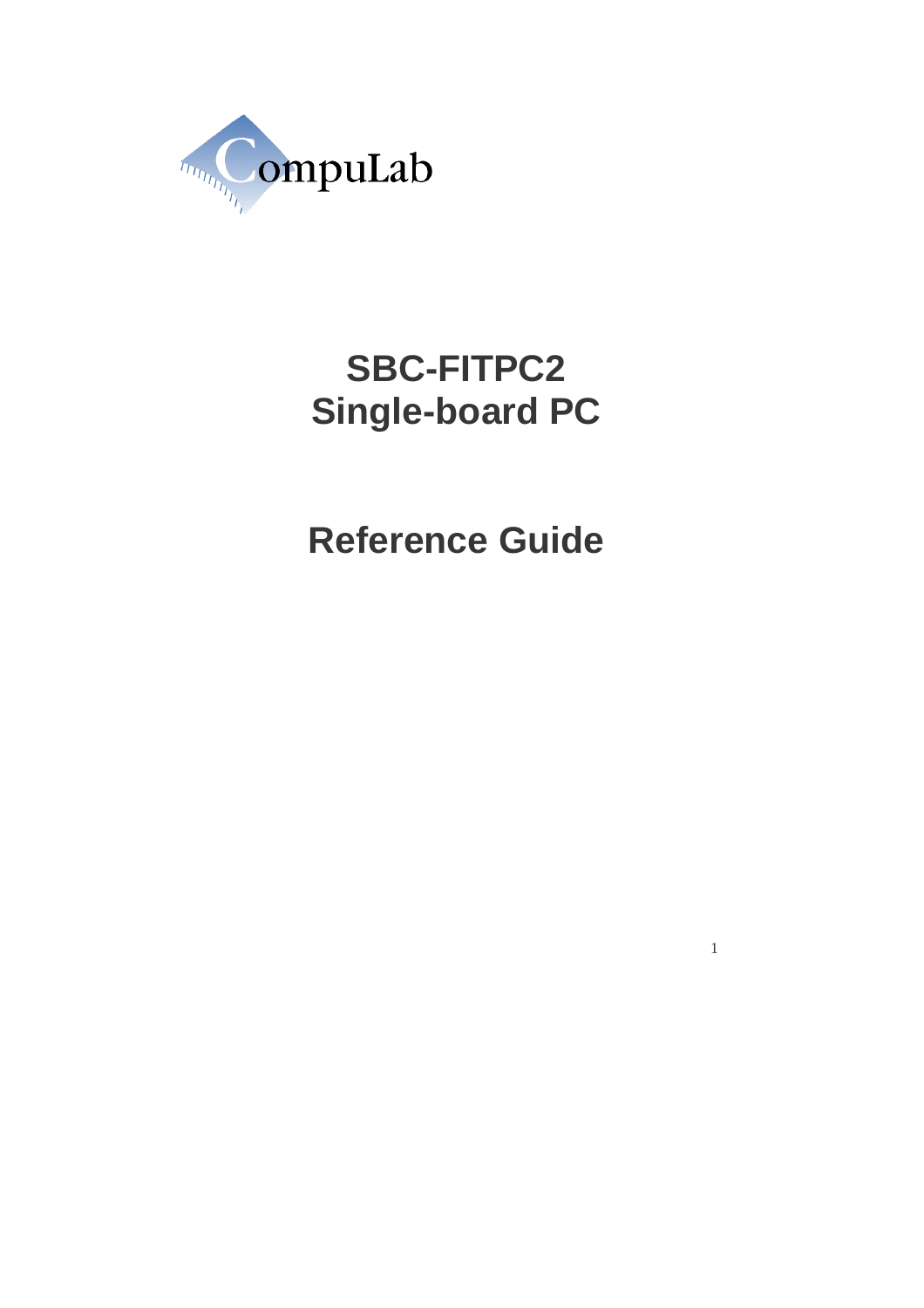CompuLab

# SBC-FITPC2
# Single-board PC

# Reference Guide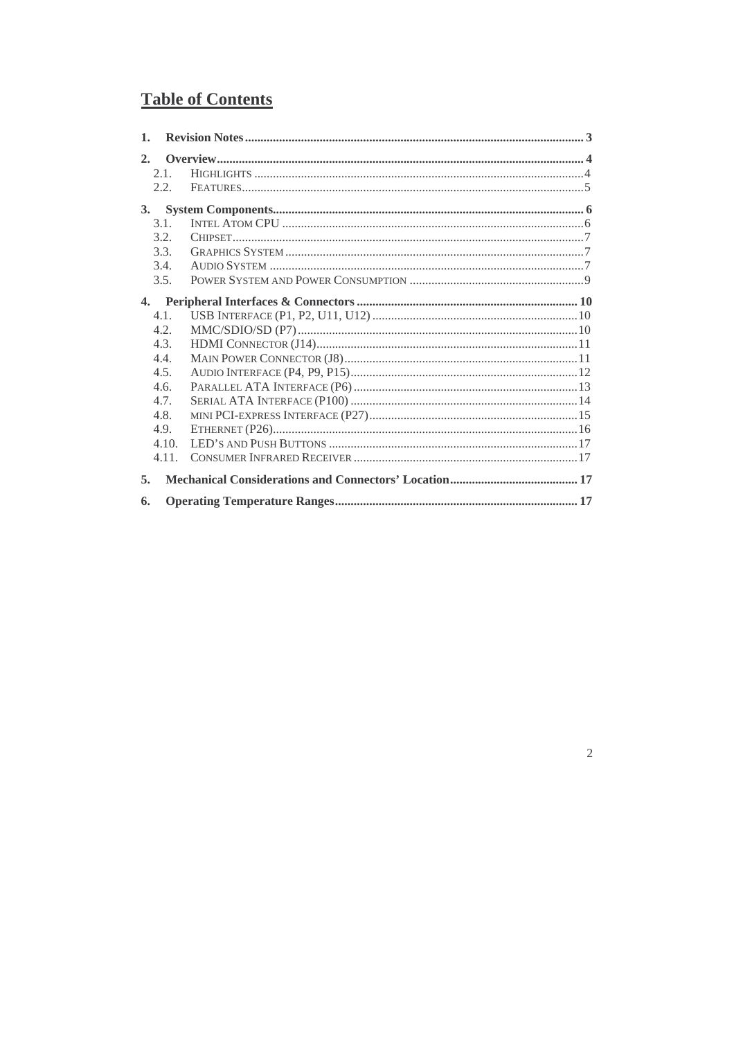# Table of Contents

1. **Revision Notes** ........ 3
2. **Overview** ........ 4
   - 2.1. Highlights ........ 4
   - 2.2. Features ........ 5
3. **System Components** ........ 6
   - 3.1. Intel Atom CPU ........ 6
   - 3.2. Chipset ........ 7
   - 3.3. Graphics System ........ 7
   - 3.4. Audio System ........ 7
   - 3.5. Power System and Power Consumption ........ 9
4. **Peripheral Interfaces & Connectors** ........ 10
   - 4.1. USB Interface (P1, P2, U11, U12) ........ 10
   - 4.2. MMC/SDIO/SD (P7) ........ 10
   - 4.3. HDMI Connector (J14) ........ 11
   - 4.4. Main Power Connector (J8) ........ 11
   - 4.5. Audio Interface (P4, P9, P15) ........ 12
   - 4.6. Parallel ATA Interface (P6) ........ 13
   - 4.7. Serial ATA Interface (P100) ........ 14
   - 4.8. mini PCI-express Interface (P27) ........ 15
   - 4.9. Ethernet (P26) ........ 16
   - 4.10. LED's and Push Buttons ........ 17
   - 4.11. Consumer Infrared Receiver ........ 17
5. **Mechanical Considerations and Connectors' Location** ........ 17
6. **Operating Temperature Ranges** ........ 17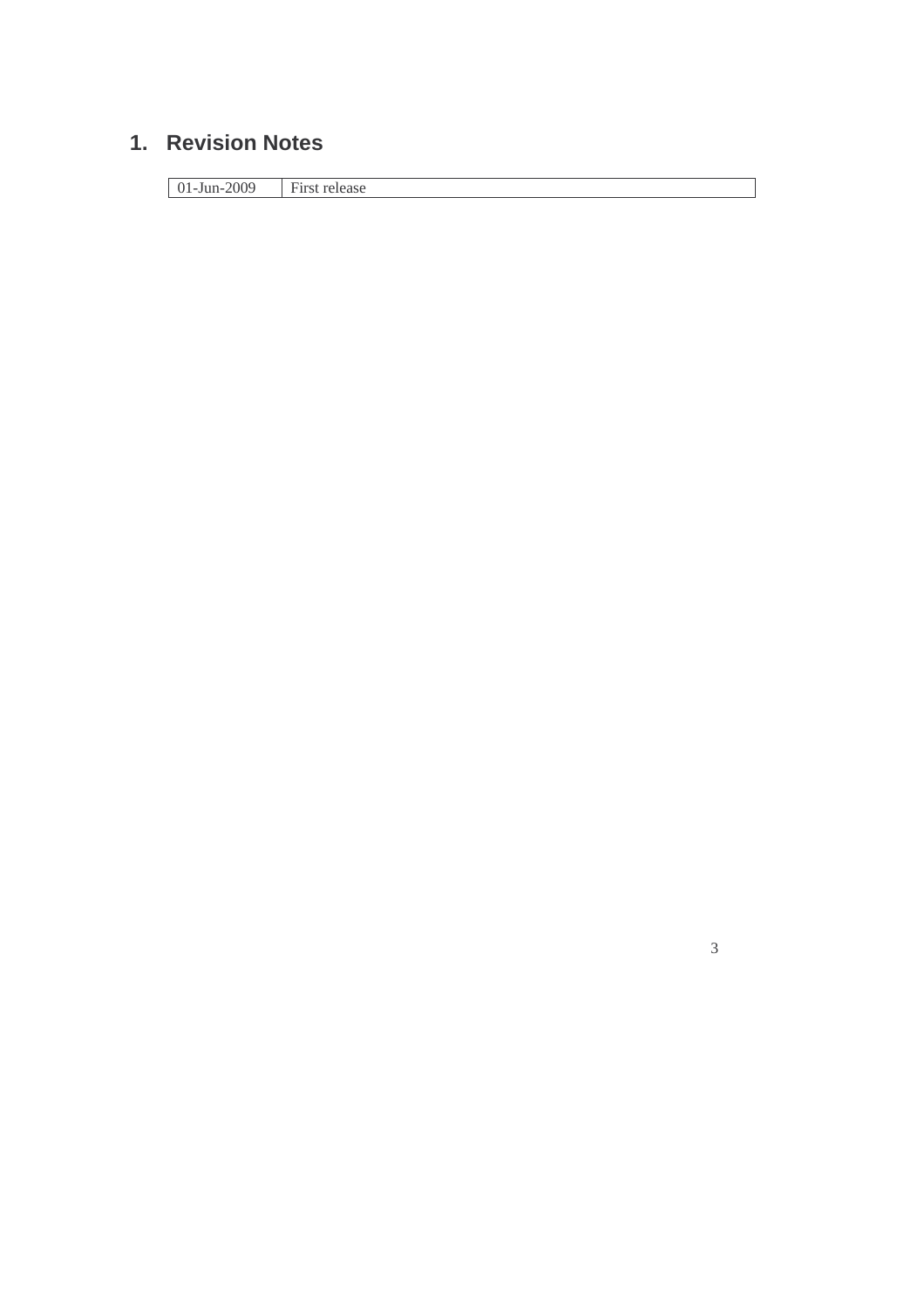# 1. Revision Notes

| 01-Jun-2009 | First release |
| --- | --- |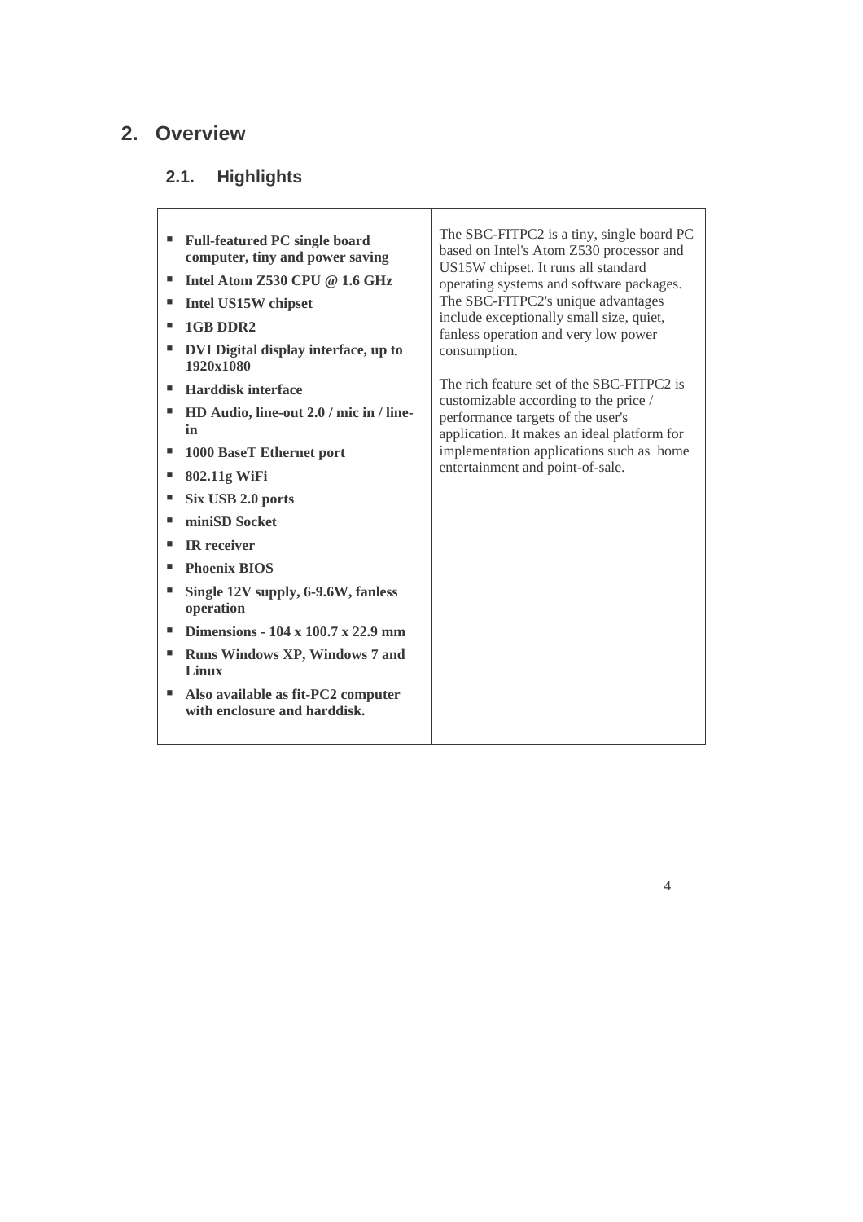# 2. Overview

## 2.1. Highlights

- **Full-featured PC single board computer, tiny and power saving**
- **Intel Atom Z530 CPU @ 1.6 GHz**
- **Intel US15W chipset**
- **1GB DDR2**
- **DVI Digital display interface, up to 1920x1080**
- **Harddisk interface**
- **HD Audio, line-out 2.0 / mic in / line-in**
- **1000 BaseT Ethernet port**
- **802.11g WiFi**
- **Six USB 2.0 ports**
- **miniSD Socket**
- **IR receiver**
- **Phoenix BIOS**
- **Single 12V supply, 6-9.6W, fanless operation**
- **Dimensions - 104 x 100.7 x 22.9 mm**
- **Runs Windows XP, Windows 7 and Linux**
- **Also available as fit-PC2 computer with enclosure and harddisk.**

The SBC-FITPC2 is a tiny, single board PC based on Intel's Atom Z530 processor and US15W chipset. It runs all standard operating systems and software packages. The SBC-FITPC2's unique advantages include exceptionally small size, quiet, fanless operation and very low power consumption.

The rich feature set of the SBC-FITPC2 is customizable according to the price / performance targets of the user's application. It makes an ideal platform for implementation applications such as home entertainment and point-of-sale.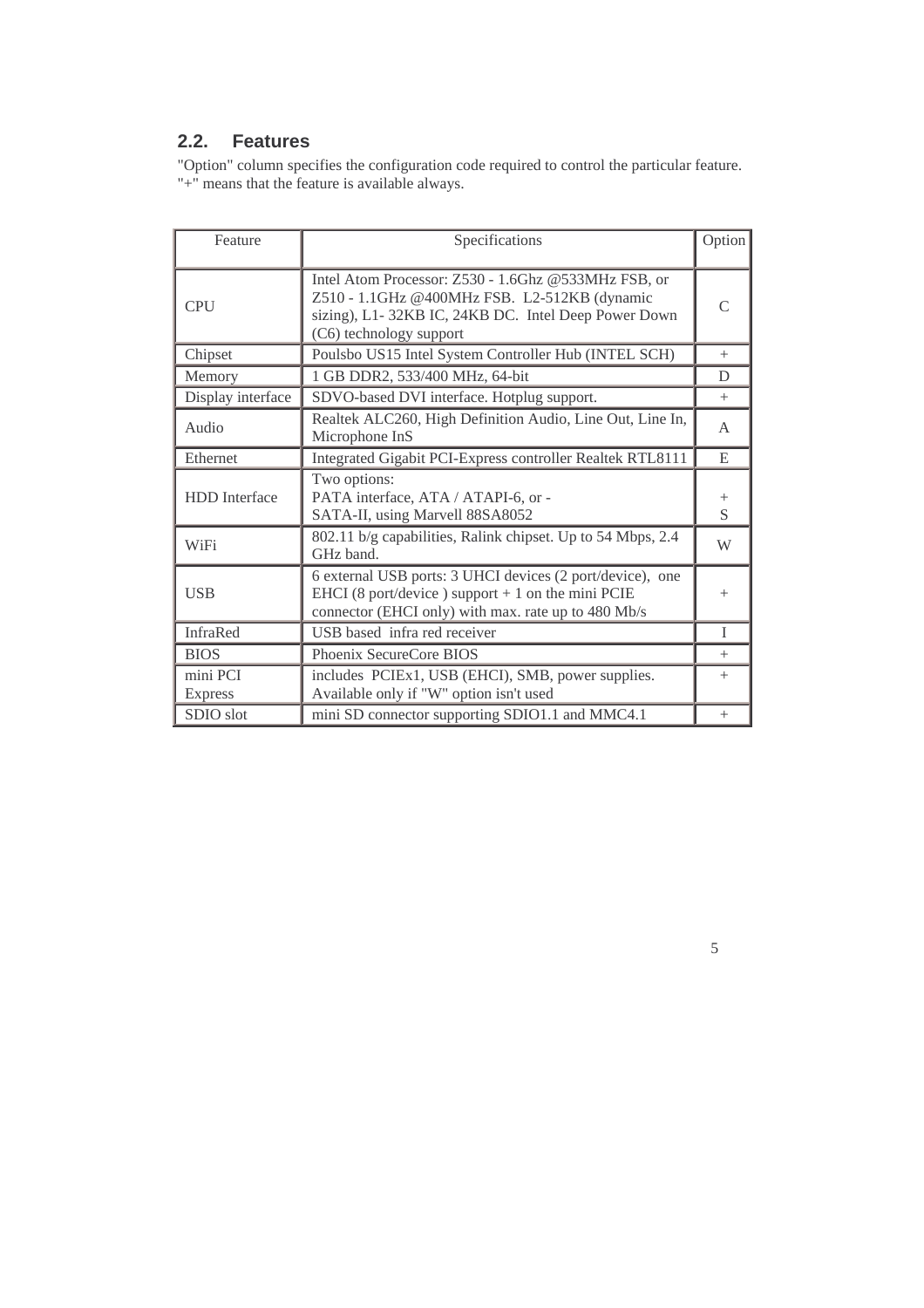## 2.2. Features

"Option" column specifies the configuration code required to control the particular feature. "+" means that the feature is available always.

| Feature | Specifications | Option |
|---|---|---|
| CPU | Intel Atom Processor: Z530 - 1.6Ghz @533MHz FSB, or Z510 - 1.1GHz @400MHz FSB. L2-512KB (dynamic sizing), L1- 32KB IC, 24KB DC. Intel Deep Power Down (C6) technology support | C |
| Chipset | Poulsbo US15 Intel System Controller Hub (INTEL SCH) | + |
| Memory | 1 GB DDR2, 533/400 MHz, 64-bit | D |
| Display interface | SDVO-based DVI interface. Hotplug support. | + |
| Audio | Realtek ALC260, High Definition Audio, Line Out, Line In, Microphone InS | A |
| Ethernet | Integrated Gigabit PCI-Express controller Realtek RTL8111 | E |
| HDD Interface | Two options:<br>PATA interface, ATA / ATAPI-6, or -<br>SATA-II, using Marvell 88SA8052 | +<br>S |
| WiFi | 802.11 b/g capabilities, Ralink chipset. Up to 54 Mbps, 2.4 GHz band. | W |
| USB | 6 external USB ports: 3 UHCI devices (2 port/device), one EHCI (8 port/device ) support + 1 on the mini PCIE connector (EHCI only) with max. rate up to 480 Mb/s | + |
| InfraRed | USB based infra red receiver | I |
| BIOS | Phoenix SecureCore BIOS | + |
| mini PCI Express | includes PCIEx1, USB (EHCI), SMB, power supplies. Available only if "W" option isn't used | + |
| SDIO slot | mini SD connector supporting SDIO1.1 and MMC4.1 | + |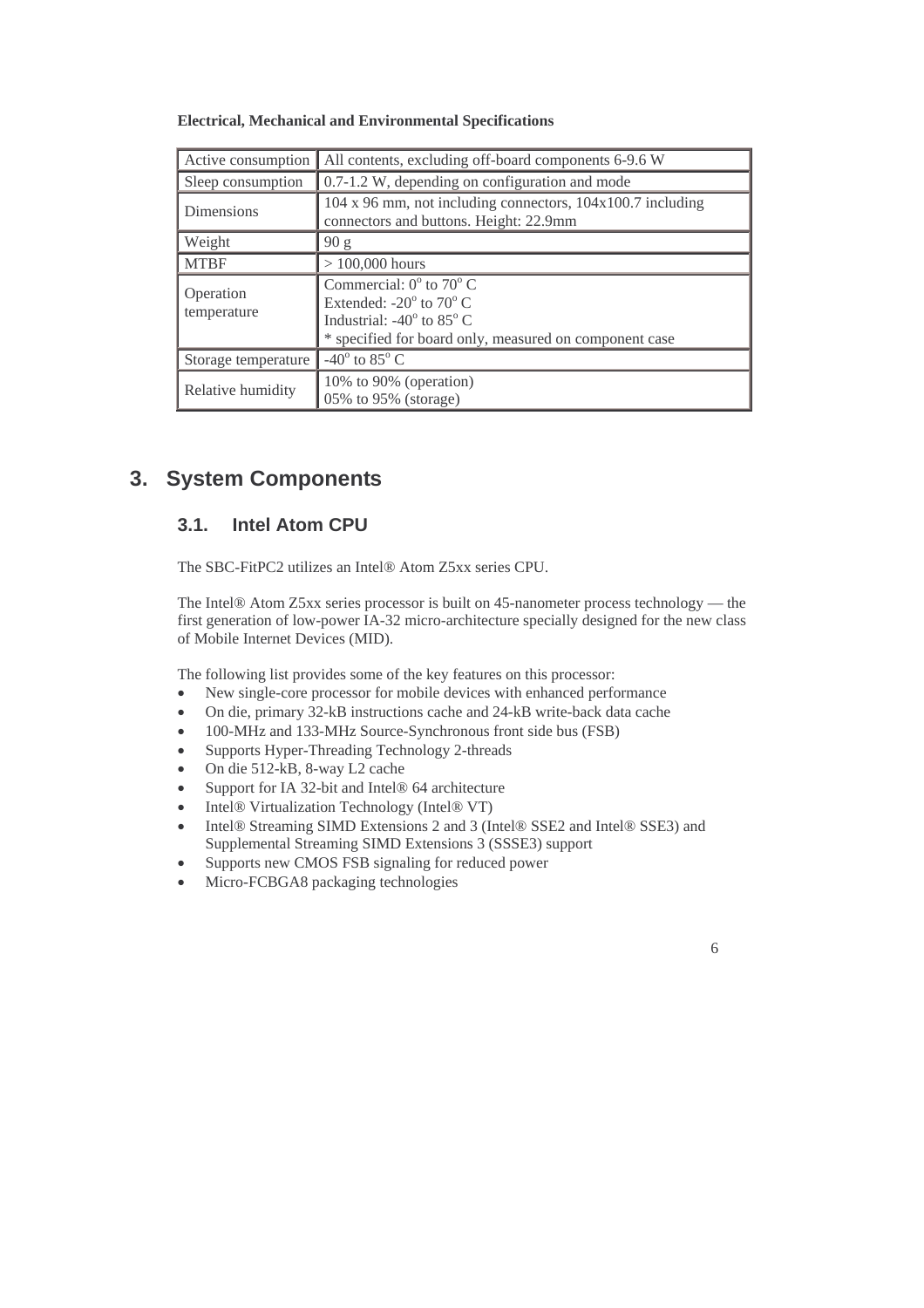**Electrical, Mechanical and Environmental Specifications**

| | |
|---|---|
| Active consumption | All contents, excluding off-board components 6-9.6 W |
| Sleep consumption | 0.7-1.2 W, depending on configuration and mode |
| Dimensions | 104 x 96 mm, not including connectors, 104x100.7 including connectors and buttons. Height: 22.9mm |
| Weight | 90 g |
| MTBF | > 100,000 hours |
| Operation temperature | Commercial: $0^{o}$ to $70^{o}$ C<br>Extended: $-20^{o}$ to $70^{o}$ C<br>Industrial: $-40^{o}$ to $85^{o}$ C<br>* specified for board only, measured on component case |
| Storage temperature | $-40^{o}$ to $85^{o}$ C |
| Relative humidity | 10% to 90% (operation)<br>05% to 95% (storage) |

# 3. System Components

## 3.1. Intel Atom CPU

The SBC-FitPC2 utilizes an Intel® Atom Z5xx series CPU.

The Intel® Atom Z5xx series processor is built on 45-nanometer process technology — the first generation of low-power IA-32 micro-architecture specially designed for the new class of Mobile Internet Devices (MID).

The following list provides some of the key features on this processor:

- New single-core processor for mobile devices with enhanced performance
- On die, primary 32-kB instructions cache and 24-kB write-back data cache
- 100-MHz and 133-MHz Source-Synchronous front side bus (FSB)
- Supports Hyper-Threading Technology 2-threads
- On die 512-kB, 8-way L2 cache
- Support for IA 32-bit and Intel® 64 architecture
- Intel® Virtualization Technology (Intel® VT)
- Intel® Streaming SIMD Extensions 2 and 3 (Intel® SSE2 and Intel® SSE3) and Supplemental Streaming SIMD Extensions 3 (SSSE3) support
- Supports new CMOS FSB signaling for reduced power
- Micro-FCBGA8 packaging technologies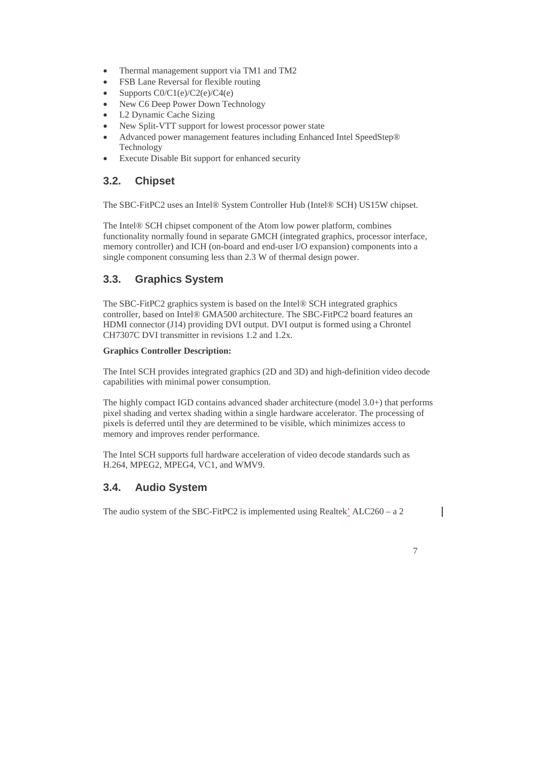- Thermal management support via TM1 and TM2
- FSB Lane Reversal for flexible routing
- Supports C0/C1(e)/C2(e)/C4(e)
- New C6 Deep Power Down Technology
- L2 Dynamic Cache Sizing
- New Split-VTT support for lowest processor power state
- Advanced power management features including Enhanced Intel SpeedStep® Technology
- Execute Disable Bit support for enhanced security

## 3.2. Chipset

The SBC-FitPC2 uses an Intel® System Controller Hub (Intel® SCH) US15W chipset.

The Intel® SCH chipset component of the Atom low power platform, combines functionality normally found in separate GMCH (integrated graphics, processor interface, memory controller) and ICH (on-board and end-user I/O expansion) components into a single component consuming less than 2.3 W of thermal design power.

## 3.3. Graphics System

The SBC-FitPC2 graphics system is based on the Intel® SCH integrated graphics controller, based on Intel® GMA500 architecture. The SBC-FitPC2 board features an HDMI connector (J14) providing DVI output. DVI output is formed using a Chrontel CH7307C DVI transmitter in revisions 1.2 and 1.2x.

**Graphics Controller Description:**

The Intel SCH provides integrated graphics (2D and 3D) and high-definition video decode capabilities with minimal power consumption.

The highly compact IGD contains advanced shader architecture (model 3.0+) that performs pixel shading and vertex shading within a single hardware accelerator. The processing of pixels is deferred until they are determined to be visible, which minimizes access to memory and improves render performance.

The Intel SCH supports full hardware acceleration of video decode standards such as H.264, MPEG2, MPEG4, VC1, and WMV9.

## 3.4. Audio System

The audio system of the SBC-FitPC2 is implemented using Realtek' ALC260 – a 2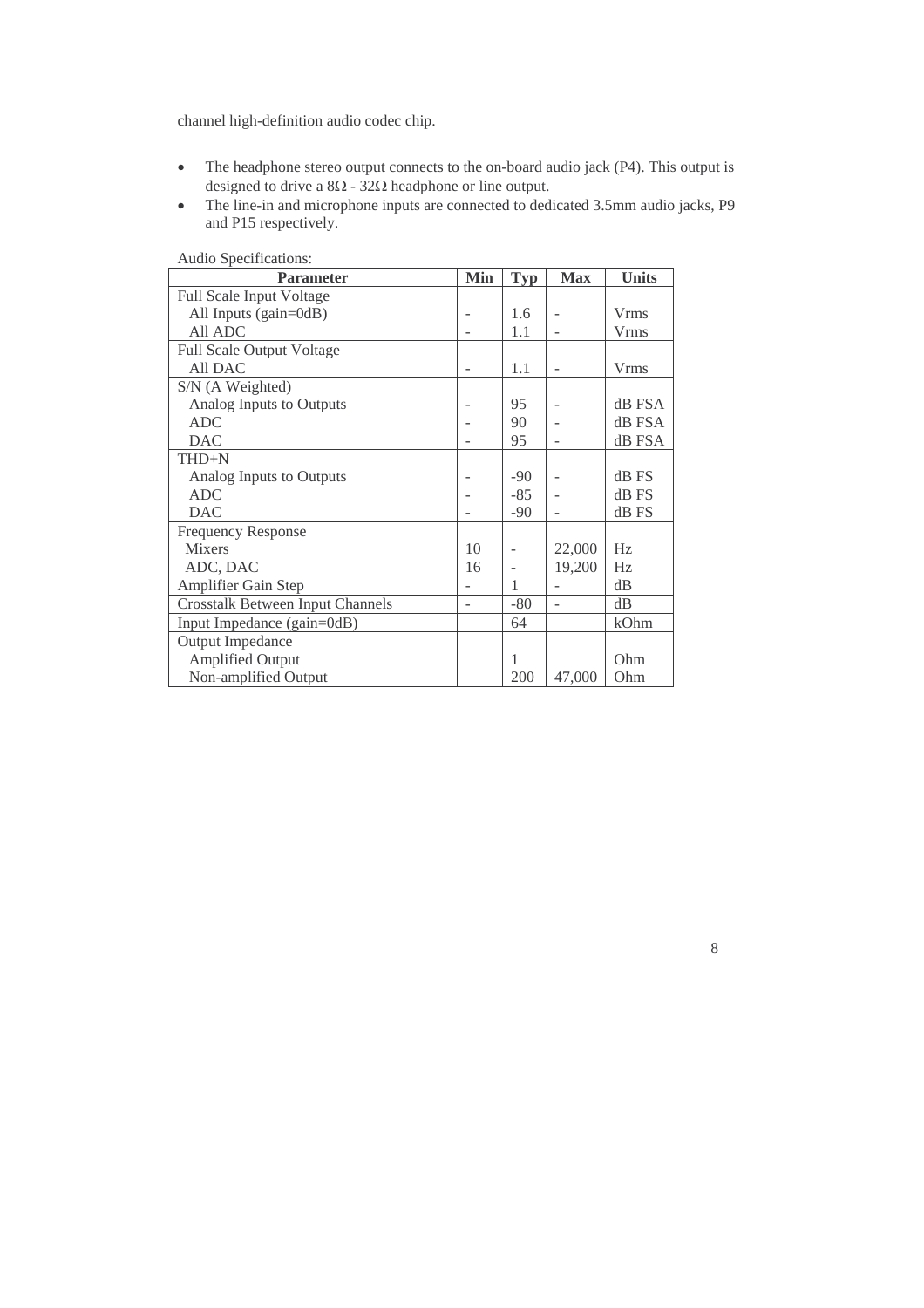channel high-definition audio codec chip.

- The headphone stereo output connects to the on-board audio jack (P4). This output is designed to drive a 8Ω - 32Ω headphone or line output.
- The line-in and microphone inputs are connected to dedicated 3.5mm audio jacks, P9 and P15 respectively.

Audio Specifications:

| Parameter | Min | Typ | Max | Units |
|---|---|---|---|---|
| Full Scale Input Voltage | | | | |
| All Inputs (gain=0dB) | - | 1.6 | - | Vrms |
| All ADC | - | 1.1 | - | Vrms |
| Full Scale Output Voltage | | | | |
| All DAC | - | 1.1 | - | Vrms |
| S/N (A Weighted) | | | | |
| Analog Inputs to Outputs | - | 95 | - | dB FSA |
| ADC | - | 90 | - | dB FSA |
| DAC | - | 95 | - | dB FSA |
| THD+N | | | | |
| Analog Inputs to Outputs | - | -90 | - | dB FS |
| ADC | - | -85 | - | dB FS |
| DAC | - | -90 | - | dB FS |
| Frequency Response | | | | |
| Mixers | 10 | - | 22,000 | Hz |
| ADC, DAC | 16 | - | 19,200 | Hz |
| Amplifier Gain Step | - | 1 | - | dB |
| Crosstalk Between Input Channels | - | -80 | - | dB |
| Input Impedance (gain=0dB) | | 64 | | kOhm |
| Output Impedance | | | | |
| Amplified Output | | 1 | | Ohm |
| Non-amplified Output | | 200 | 47,000 | Ohm |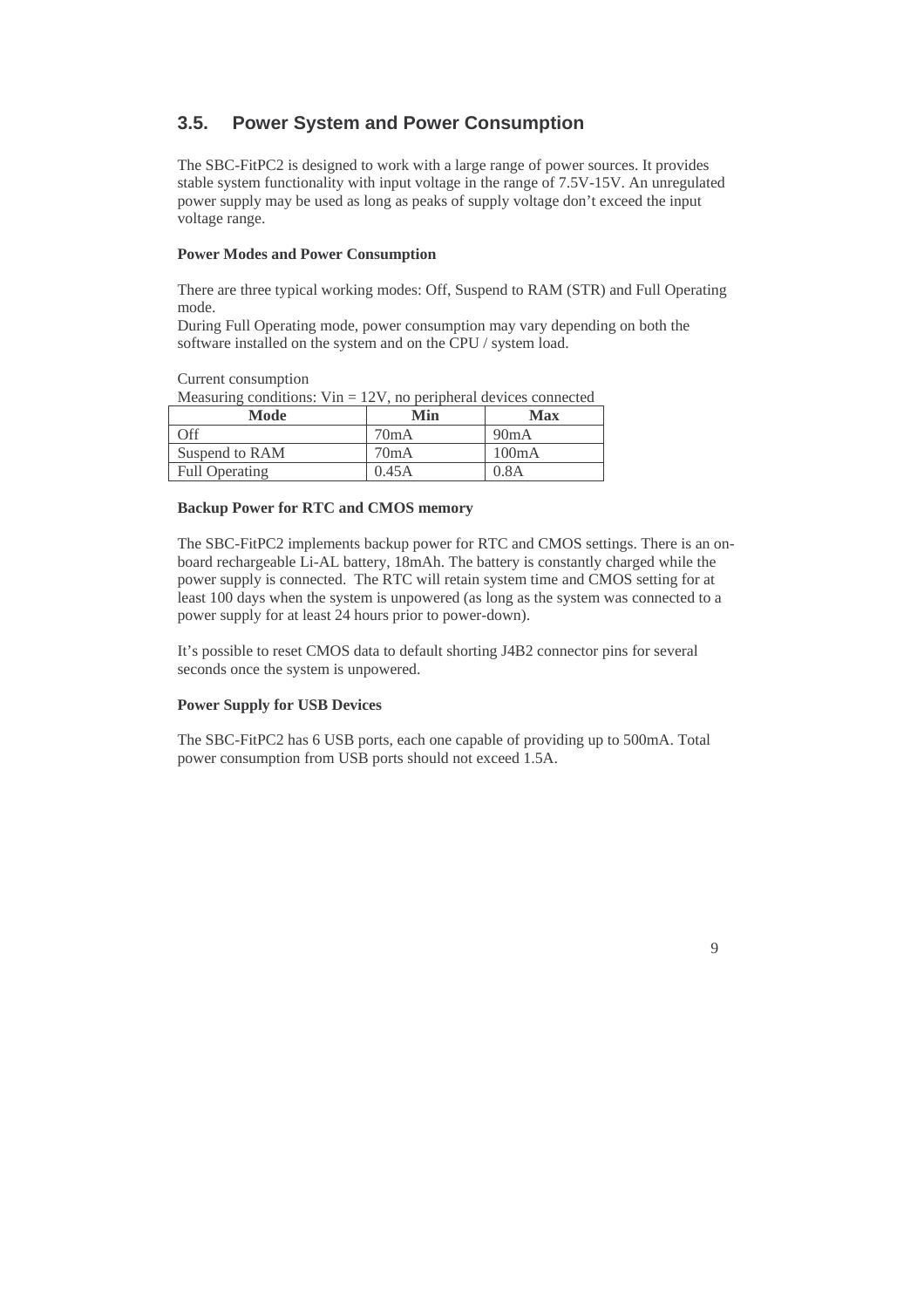## 3.5. Power System and Power Consumption

The SBC-FitPC2 is designed to work with a large range of power sources. It provides stable system functionality with input voltage in the range of 7.5V-15V. An unregulated power supply may be used as long as peaks of supply voltage don't exceed the input voltage range.

**Power Modes and Power Consumption**

There are three typical working modes: Off, Suspend to RAM (STR) and Full Operating mode.
During Full Operating mode, power consumption may vary depending on both the software installed on the system and on the CPU / system load.

Current consumption
Measuring conditions: Vin = 12V, no peripheral devices connected

| Mode | Min | Max |
|---|---|---|
| Off | 70mA | 90mA |
| Suspend to RAM | 70mA | 100mA |
| Full Operating | 0.45A | 0.8A |

**Backup Power for RTC and CMOS memory**

The SBC-FitPC2 implements backup power for RTC and CMOS settings. There is an on-board rechargeable Li-AL battery, 18mAh. The battery is constantly charged while the power supply is connected. The RTC will retain system time and CMOS setting for at least 100 days when the system is unpowered (as long as the system was connected to a power supply for at least 24 hours prior to power-down).

It's possible to reset CMOS data to default shorting J4B2 connector pins for several seconds once the system is unpowered.

**Power Supply for USB Devices**

The SBC-FitPC2 has 6 USB ports, each one capable of providing up to 500mA. Total power consumption from USB ports should not exceed 1.5A.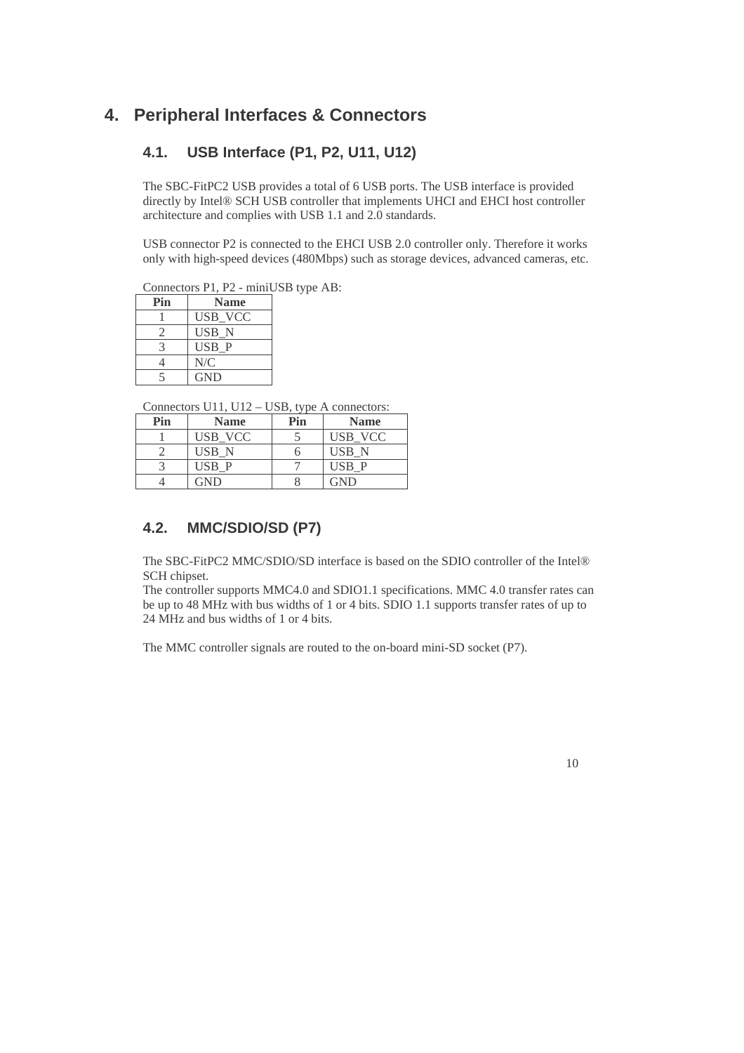# 4. Peripheral Interfaces & Connectors

## 4.1. USB Interface (P1, P2, U11, U12)

The SBC-FitPC2 USB provides a total of 6 USB ports. The USB interface is provided directly by Intel® SCH USB controller that implements UHCI and EHCI host controller architecture and complies with USB 1.1 and 2.0 standards.

USB connector P2 is connected to the EHCI USB 2.0 controller only. Therefore it works only with high-speed devices (480Mbps) such as storage devices, advanced cameras, etc.

Connectors P1, P2 - miniUSB type AB:

| Pin | Name |
|---|---|
| 1 | USB_VCC |
| 2 | USB_N |
| 3 | USB_P |
| 4 | N/C |
| 5 | GND |

Connectors U11, U12 – USB, type A connectors:

| Pin | Name | Pin | Name |
|---|---|---|---|
| 1 | USB_VCC | 5 | USB_VCC |
| 2 | USB_N | 6 | USB_N |
| 3 | USB_P | 7 | USB_P |
| 4 | GND | 8 | GND |

## 4.2. MMC/SDIO/SD (P7)

The SBC-FitPC2 MMC/SDIO/SD interface is based on the SDIO controller of the Intel® SCH chipset.
The controller supports MMC4.0 and SDIO1.1 specifications. MMC 4.0 transfer rates can be up to 48 MHz with bus widths of 1 or 4 bits. SDIO 1.1 supports transfer rates of up to 24 MHz and bus widths of 1 or 4 bits.

The MMC controller signals are routed to the on-board mini-SD socket (P7).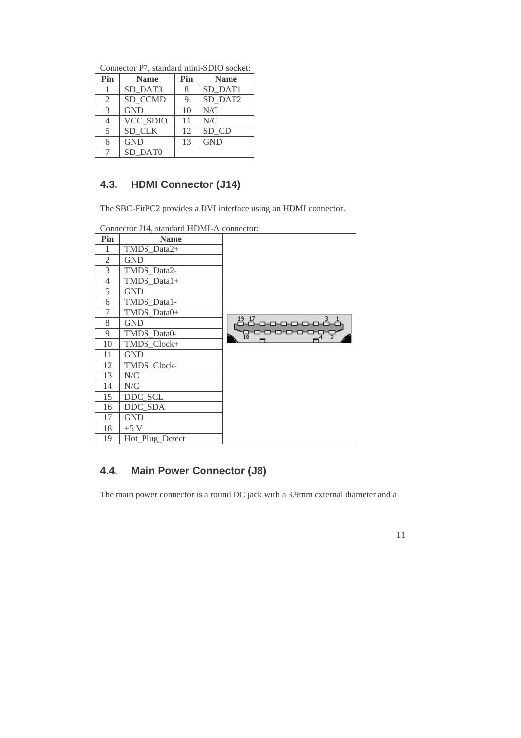Connector P7, standard mini-SDIO socket:

| Pin | Name | Pin | Name |
|---|---|---|---|
| 1 | SD_DAT3 | 8 | SD_DAT1 |
| 2 | SD_CCMD | 9 | SD_DAT2 |
| 3 | GND | 10 | N/C |
| 4 | VCC_SDIO | 11 | N/C |
| 5 | SD_CLK | 12 | SD_CD |
| 6 | GND | 13 | GND |
| 7 | SD_DAT0 | | |

## 4.3. HDMI Connector (J14)

The SBC-FitPC2 provides a DVI interface using an HDMI connector.

Connector J14, standard HDMI-A connector:

| Pin | Name |
|---|---|
| 1 | TMDS_Data2+ |
| 2 | GND |
| 3 | TMDS_Data2- |
| 4 | TMDS_Data1+ |
| 5 | GND |
| 6 | TMDS_Data1- |
| 7 | TMDS_Data0+ |
| 8 | GND |
| 9 | TMDS_Data0- |
| 10 | TMDS_Clock+ |
| 11 | GND |
| 12 | TMDS_Clock- |
| 13 | N/C |
| 14 | N/C |
| 15 | DDC_SCL |
| 16 | DDC_SDA |
| 17 | GND |
| 18 | +5 V |
| 19 | Hot_Plug_Detect |

## 4.4. Main Power Connector (J8)

The main power connector is a round DC jack with a 3.9mm external diameter and a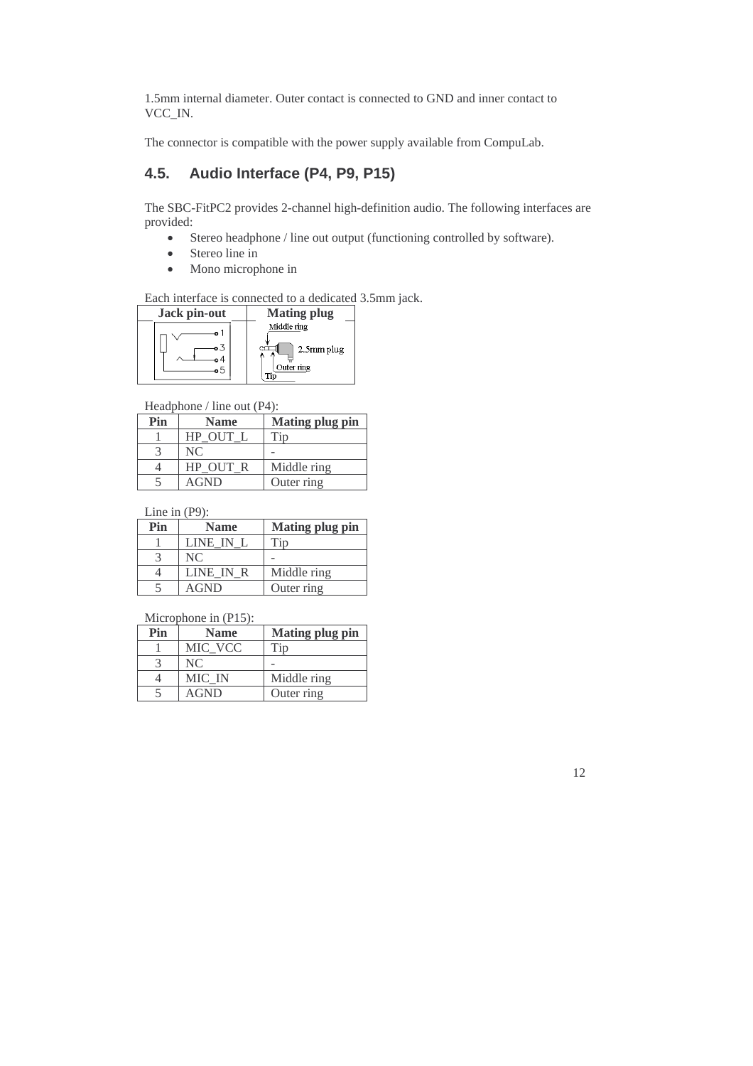1.5mm internal diameter. Outer contact is connected to GND and inner contact to VCC_IN.

The connector is compatible with the power supply available from CompuLab.

## 4.5. Audio Interface (P4, P9, P15)

The SBC-FitPC2 provides 2-channel high-definition audio. The following interfaces are provided:

- Stereo headphone / line out output (functioning controlled by software).
- Stereo line in
- Mono microphone in

Each interface is connected to a dedicated 3.5mm jack.

| Jack pin-out | Mating plug |
|---|---|
| 1, 3, 4, 5 | Middle ring, 2.5mm plug, Outer ring, Tip |

Headphone / line out (P4):

| Pin | Name | Mating plug pin |
|---|---|---|
| 1 | HP_OUT_L | Tip |
| 3 | NC | - |
| 4 | HP_OUT_R | Middle ring |
| 5 | AGND | Outer ring |

Line in (P9):

| Pin | Name | Mating plug pin |
|---|---|---|
| 1 | LINE_IN_L | Tip |
| 3 | NC | - |
| 4 | LINE_IN_R | Middle ring |
| 5 | AGND | Outer ring |

Microphone in (P15):

| Pin | Name | Mating plug pin |
|---|---|---|
| 1 | MIC_VCC | Tip |
| 3 | NC | - |
| 4 | MIC_IN | Middle ring |
| 5 | AGND | Outer ring |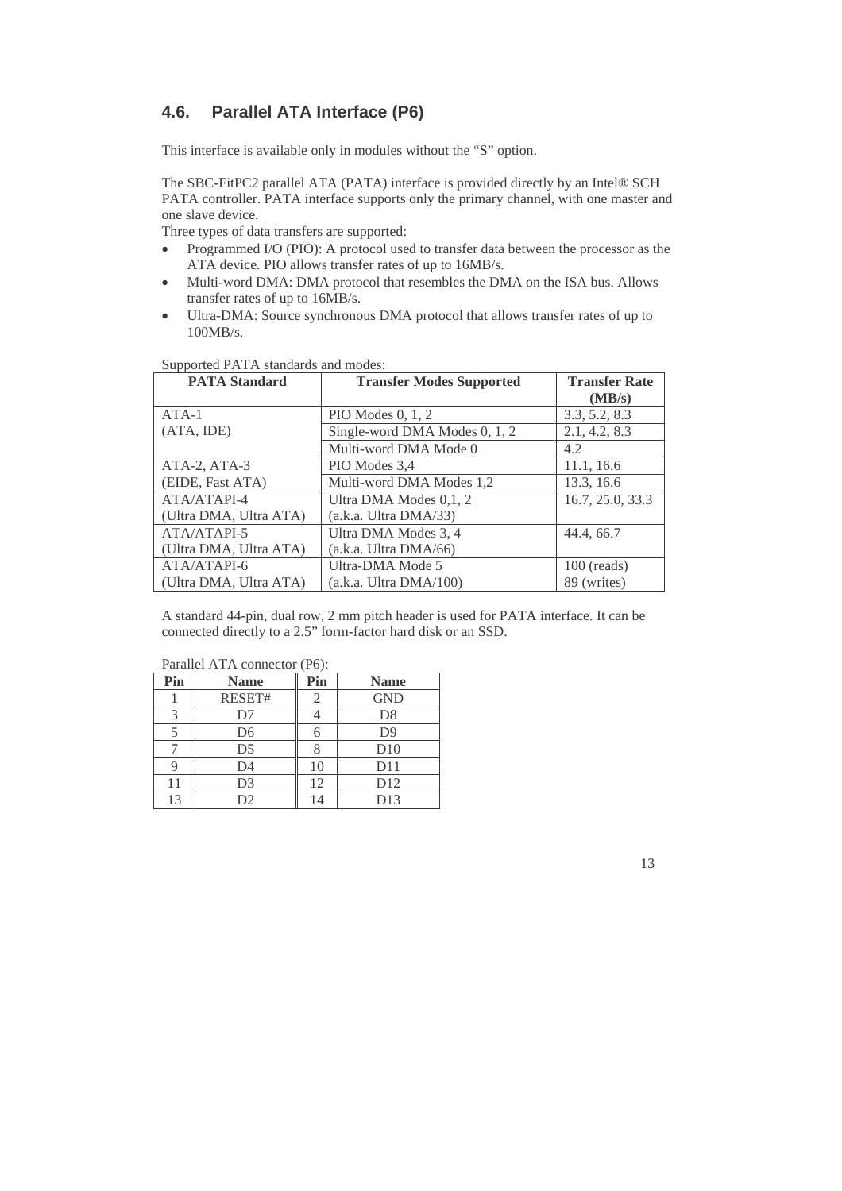## 4.6. Parallel ATA Interface (P6)

This interface is available only in modules without the "S" option.

The SBC-FitPC2 parallel ATA (PATA) interface is provided directly by an Intel® SCH PATA controller. PATA interface supports only the primary channel, with one master and one slave device.

Three types of data transfers are supported:

- Programmed I/O (PIO): A protocol used to transfer data between the processor as the ATA device. PIO allows transfer rates of up to 16MB/s.
- Multi-word DMA: DMA protocol that resembles the DMA on the ISA bus. Allows transfer rates of up to 16MB/s.
- Ultra-DMA: Source synchronous DMA protocol that allows transfer rates of up to 100MB/s.

Supported PATA standards and modes:

| PATA Standard | Transfer Modes Supported | Transfer Rate (MB/s) |
|---|---|---|
| ATA-1 (ATA, IDE) | PIO Modes 0, 1, 2 | 3.3, 5.2, 8.3 |
| | Single-word DMA Modes 0, 1, 2 | 2.1, 4.2, 8.3 |
| | Multi-word DMA Mode 0 | 4.2 |
| ATA-2, ATA-3 (EIDE, Fast ATA) | PIO Modes 3,4 | 11.1, 16.6 |
| | Multi-word DMA Modes 1,2 | 13.3, 16.6 |
| ATA/ATAPI-4 (Ultra DMA, Ultra ATA) | Ultra DMA Modes 0,1, 2 (a.k.a. Ultra DMA/33) | 16.7, 25.0, 33.3 |
| ATA/ATAPI-5 (Ultra DMA, Ultra ATA) | Ultra DMA Modes 3, 4 (a.k.a. Ultra DMA/66) | 44.4, 66.7 |
| ATA/ATAPI-6 (Ultra DMA, Ultra ATA) | Ultra-DMA Mode 5 (a.k.a. Ultra DMA/100) | 100 (reads) 89 (writes) |

A standard 44-pin, dual row, 2 mm pitch header is used for PATA interface. It can be connected directly to a 2.5" form-factor hard disk or an SSD.

Parallel ATA connector (P6):

| Pin | Name | Pin | Name |
|---|---|---|---|
| 1 | RESET# | 2 | GND |
| 3 | D7 | 4 | D8 |
| 5 | D6 | 6 | D9 |
| 7 | D5 | 8 | D10 |
| 9 | D4 | 10 | D11 |
| 11 | D3 | 12 | D12 |
| 13 | D2 | 14 | D13 |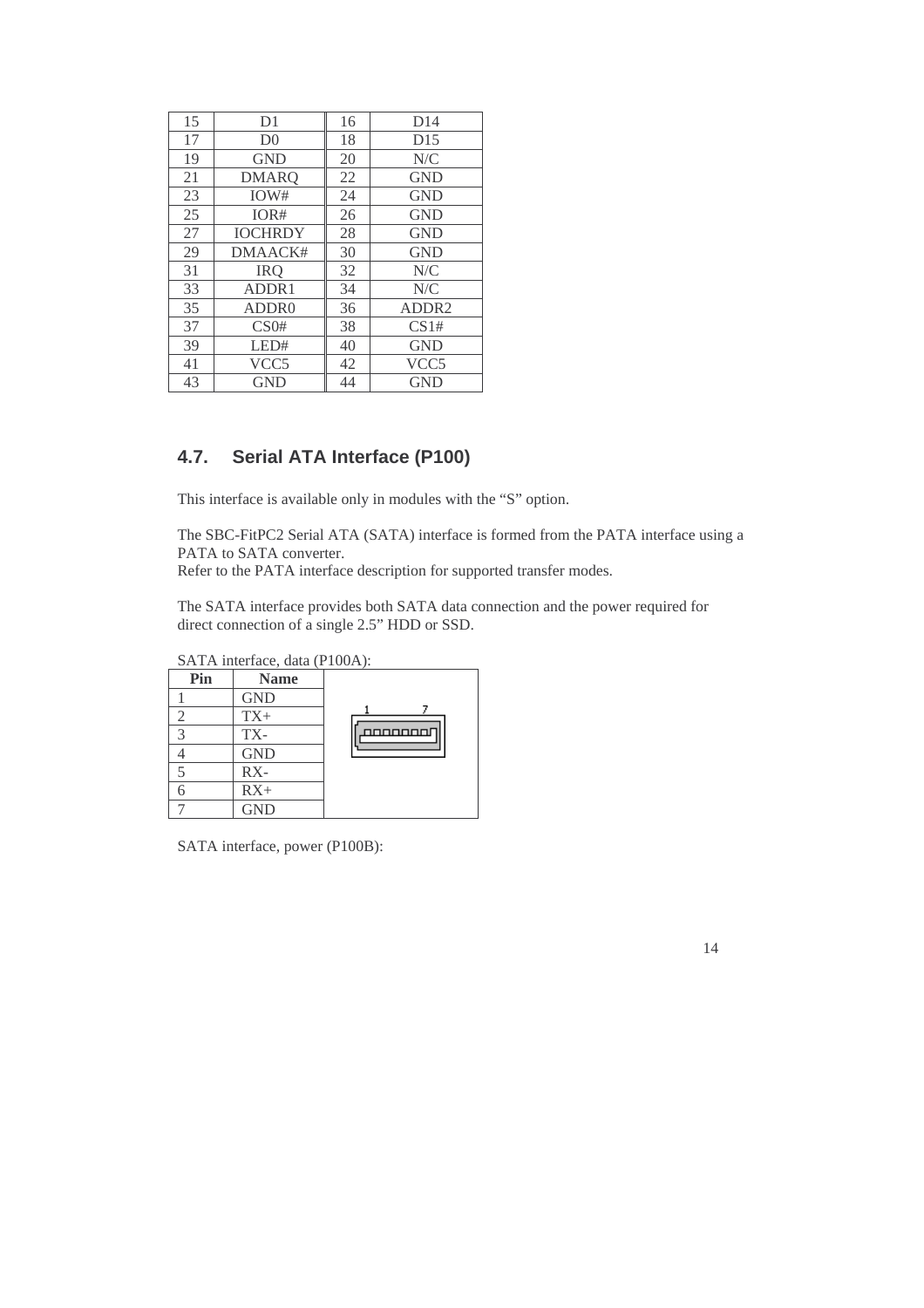| 15 | D1 | 16 | D14 |
|---|---|---|---|
| 17 | D0 | 18 | D15 |
| 19 | GND | 20 | N/C |
| 21 | DMARQ | 22 | GND |
| 23 | IOW# | 24 | GND |
| 25 | IOR# | 26 | GND |
| 27 | IOCHRDY | 28 | GND |
| 29 | DMAACK# | 30 | GND |
| 31 | IRQ | 32 | N/C |
| 33 | ADDR1 | 34 | N/C |
| 35 | ADDR0 | 36 | ADDR2 |
| 37 | CS0# | 38 | CS1# |
| 39 | LED# | 40 | GND |
| 41 | VCC5 | 42 | VCC5 |
| 43 | GND | 44 | GND |

## 4.7. Serial ATA Interface (P100)

This interface is available only in modules with the "S" option.

The SBC-FitPC2 Serial ATA (SATA) interface is formed from the PATA interface using a PATA to SATA converter.
Refer to the PATA interface description for supported transfer modes.

The SATA interface provides both SATA data connection and the power required for direct connection of a single 2.5" HDD or SSD.

SATA interface, data (P100A):

| Pin | Name |
|---|---|
| 1 | GND |
| 2 | TX+ |
| 3 | TX- |
| 4 | GND |
| 5 | RX- |
| 6 | RX+ |
| 7 | GND |

SATA interface, power (P100B):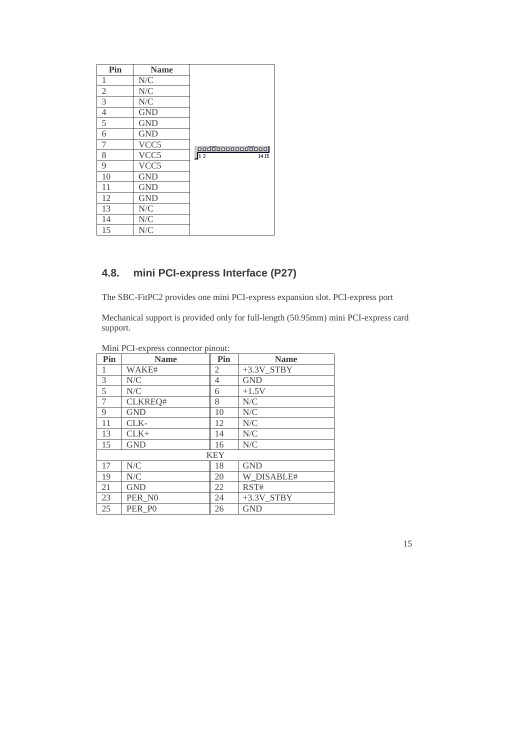| Pin | Name |
|---|---|
| 1 | N/C |
| 2 | N/C |
| 3 | N/C |
| 4 | GND |
| 5 | GND |
| 6 | GND |
| 7 | VCC5 |
| 8 | VCC5 |
| 9 | VCC5 |
| 10 | GND |
| 11 | GND |
| 12 | GND |
| 13 | N/C |
| 14 | N/C |
| 15 | N/C |

## 4.8. mini PCI-express Interface (P27)

The SBC-FitPC2 provides one mini PCI-express expansion slot. PCI-express port

Mechanical support is provided only for full-length (50.95mm) mini PCI-express card support.

Mini PCI-express connector pinout:

| Pin | Name | Pin | Name |
|---|---|---|---|
| 1 | WAKE# | 2 | +3.3V_STBY |
| 3 | N/C | 4 | GND |
| 5 | N/C | 6 | +1.5V |
| 7 | CLKREQ# | 8 | N/C |
| 9 | GND | 10 | N/C |
| 11 | CLK- | 12 | N/C |
| 13 | CLK+ | 14 | N/C |
| 15 | GND | 16 | N/C |
| KEY | | | |
| 17 | N/C | 18 | GND |
| 19 | N/C | 20 | W_DISABLE# |
| 21 | GND | 22 | RST# |
| 23 | PER_N0 | 24 | +3.3V_STBY |
| 25 | PER_P0 | 26 | GND |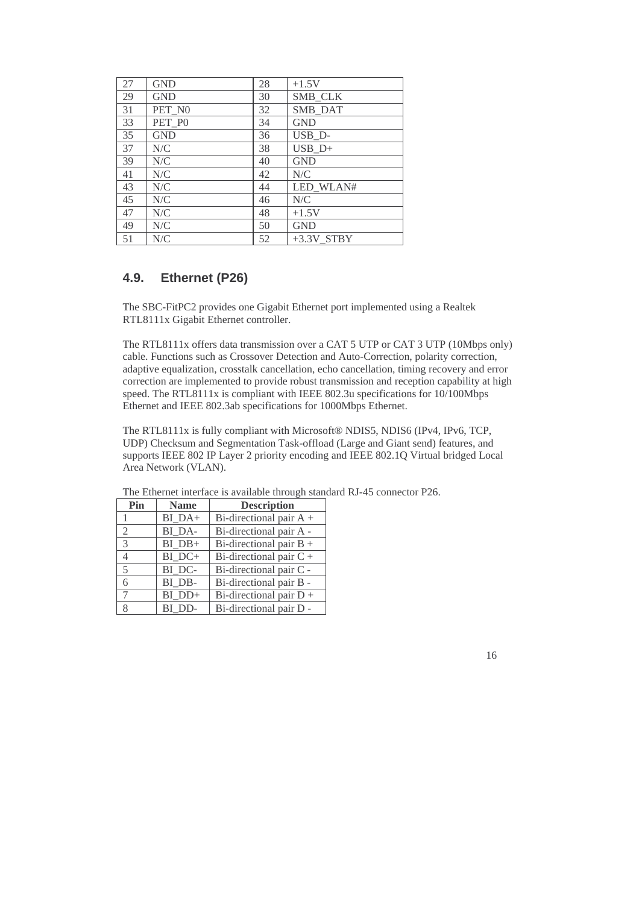| 27 | GND | 28 | +1.5V |
|---|---|---|---|
| 29 | GND | 30 | SMB_CLK |
| 31 | PET_N0 | 32 | SMB_DAT |
| 33 | PET_P0 | 34 | GND |
| 35 | GND | 36 | USB_D- |
| 37 | N/C | 38 | USB_D+ |
| 39 | N/C | 40 | GND |
| 41 | N/C | 42 | N/C |
| 43 | N/C | 44 | LED_WLAN# |
| 45 | N/C | 46 | N/C |
| 47 | N/C | 48 | +1.5V |
| 49 | N/C | 50 | GND |
| 51 | N/C | 52 | +3.3V_STBY |

## 4.9. Ethernet (P26)

The SBC-FitPC2 provides one Gigabit Ethernet port implemented using a Realtek RTL8111x Gigabit Ethernet controller.

The RTL8111x offers data transmission over a CAT 5 UTP or CAT 3 UTP (10Mbps only) cable. Functions such as Crossover Detection and Auto-Correction, polarity correction, adaptive equalization, crosstalk cancellation, echo cancellation, timing recovery and error correction are implemented to provide robust transmission and reception capability at high speed. The RTL8111x is compliant with IEEE 802.3u specifications for 10/100Mbps Ethernet and IEEE 802.3ab specifications for 1000Mbps Ethernet.

The RTL8111x is fully compliant with Microsoft® NDIS5, NDIS6 (IPv4, IPv6, TCP, UDP) Checksum and Segmentation Task-offload (Large and Giant send) features, and supports IEEE 802 IP Layer 2 priority encoding and IEEE 802.1Q Virtual bridged Local Area Network (VLAN).

The Ethernet interface is available through standard RJ-45 connector P26.

| Pin | Name | Description |
|---|---|---|
| 1 | BI_DA+ | Bi-directional pair A + |
| 2 | BI_DA- | Bi-directional pair A - |
| 3 | BI_DB+ | Bi-directional pair B + |
| 4 | BI_DC+ | Bi-directional pair C + |
| 5 | BI_DC- | Bi-directional pair C - |
| 6 | BI_DB- | Bi-directional pair B - |
| 7 | BI_DD+ | Bi-directional pair D + |
| 8 | BI_DD- | Bi-directional pair D - |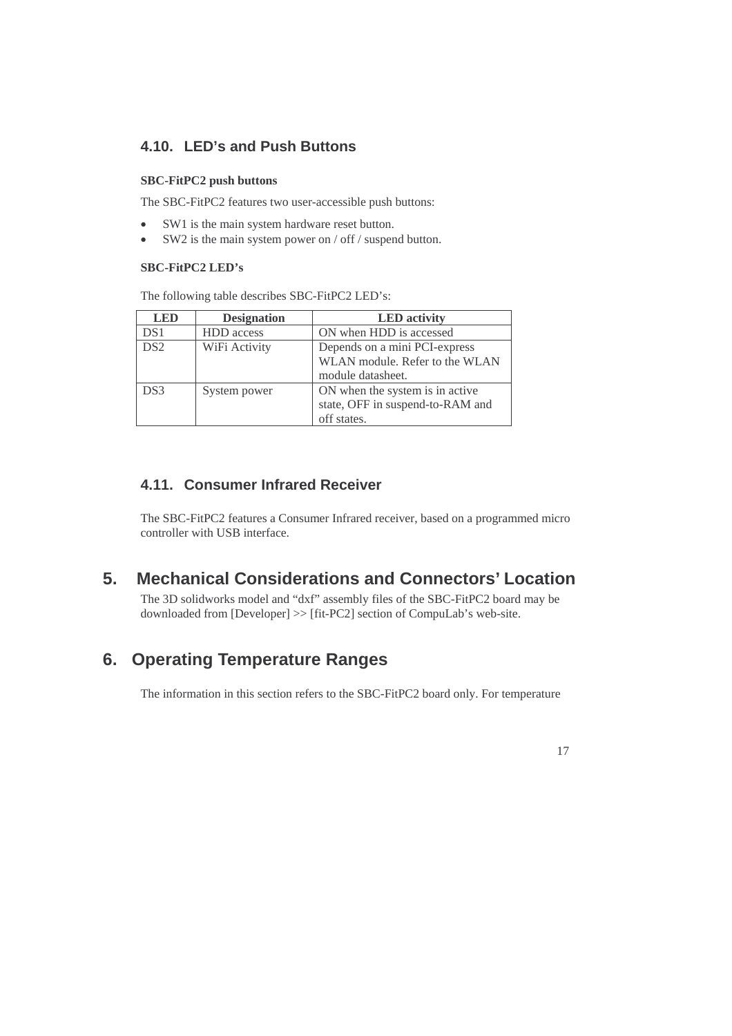### 4.10. LED's and Push Buttons

**SBC-FitPC2 push buttons**

The SBC-FitPC2 features two user-accessible push buttons:

- SW1 is the main system hardware reset button.
- SW2 is the main system power on / off / suspend button.

**SBC-FitPC2 LED's**

The following table describes SBC-FitPC2 LED's:

| LED | Designation | LED activity |
|---|---|---|
| DS1 | HDD access | ON when HDD is accessed |
| DS2 | WiFi Activity | Depends on a mini PCI-express WLAN module. Refer to the WLAN module datasheet. |
| DS3 | System power | ON when the system is in active state, OFF in suspend-to-RAM and off states. |

### 4.11. Consumer Infrared Receiver

The SBC-FitPC2 features a Consumer Infrared receiver, based on a programmed micro controller with USB interface.

## 5. Mechanical Considerations and Connectors' Location

The 3D solidworks model and "dxf" assembly files of the SBC-FitPC2 board may be downloaded from [Developer] >> [fit-PC2] section of CompuLab's web-site.

## 6. Operating Temperature Ranges

The information in this section refers to the SBC-FitPC2 board only. For temperature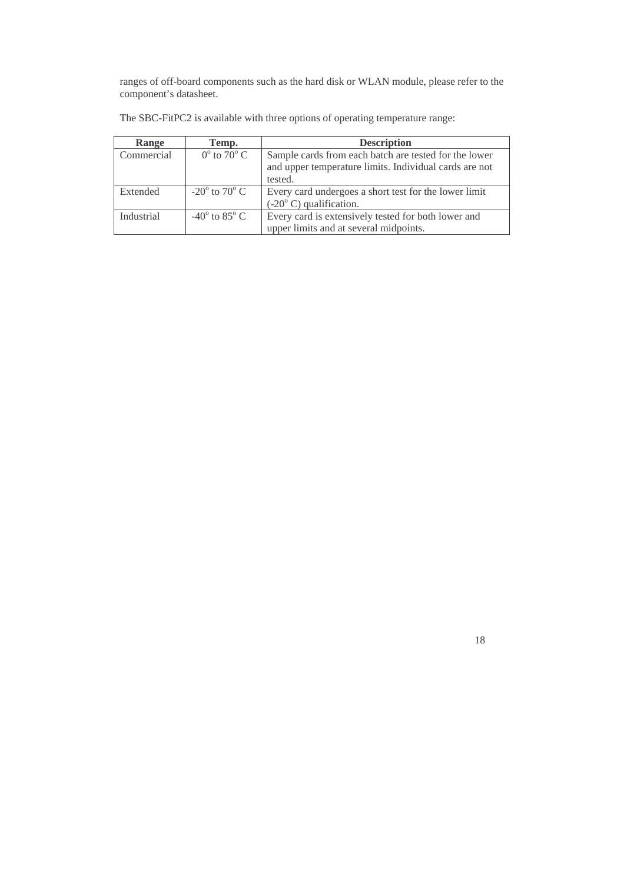ranges of off-board components such as the hard disk or WLAN module, please refer to the component's datasheet.

The SBC-FitPC2 is available with three options of operating temperature range:

| Range | Temp. | Description |
|---|---|---|
| Commercial | $0^{o}$ to $70^{o}$ C | Sample cards from each batch are tested for the lower and upper temperature limits. Individual cards are not tested. |
| Extended | $-20^{o}$ to $70^{o}$ C | Every card undergoes a short test for the lower limit ($-20^{o}$ C) qualification. |
| Industrial | $-40^{o}$ to $85^{o}$ C | Every card is extensively tested for both lower and upper limits and at several midpoints. |